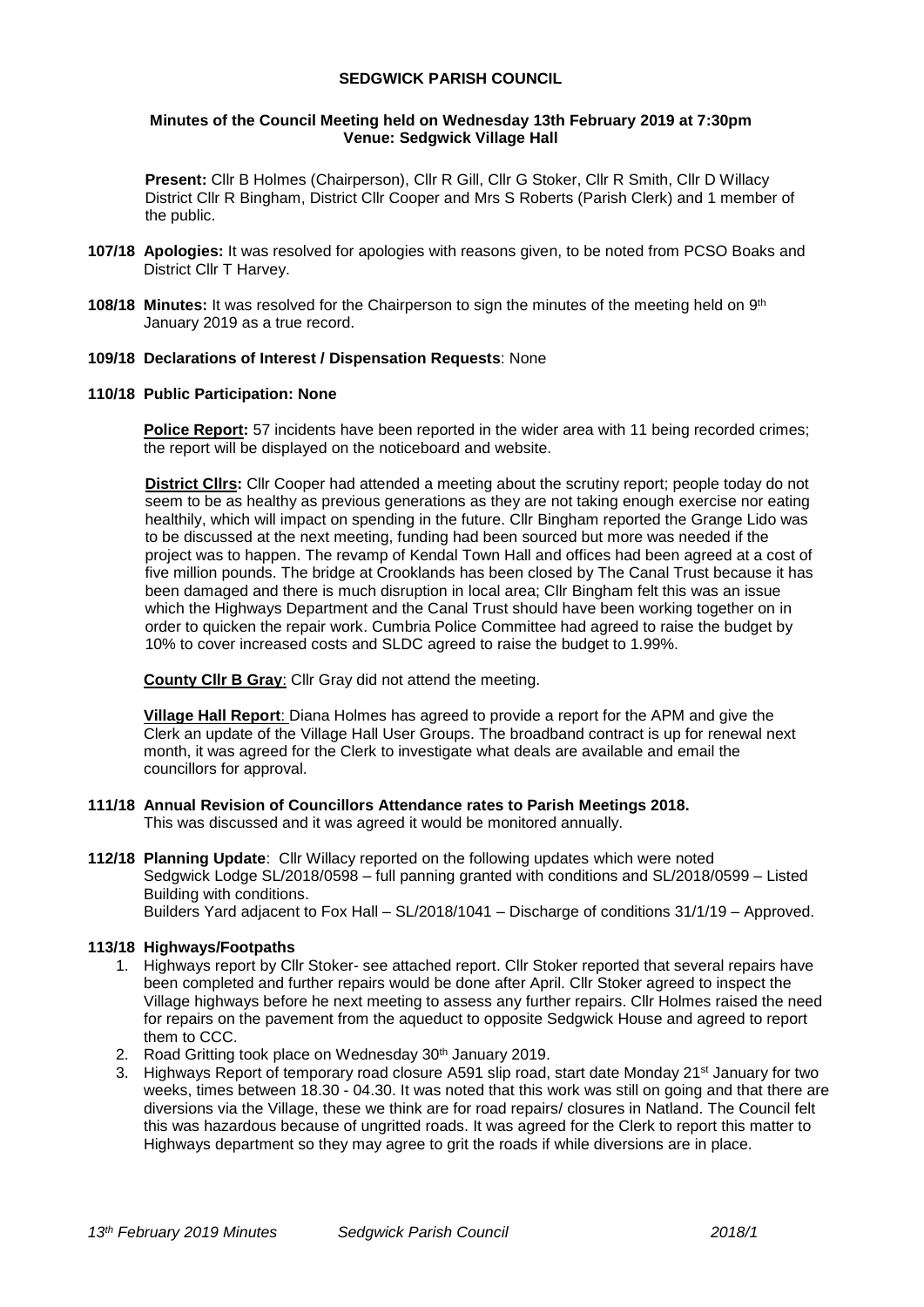# SEDGWICK PARISH COUNCIL

### Minutes of the Council Meeting held on Wednesday 13th February 2019 at 7:30pm
### Venue: Sedgwick Village Hall

**Present:** Cllr B Holmes (Chairperson), Cllr R Gill, Cllr G Stoker, Cllr R Smith, Cllr D Willacy District Cllr R Bingham, District Cllr Cooper and Mrs S Roberts (Parish Clerk) and 1 member of the public.

**107/18 Apologies:** It was resolved for apologies with reasons given, to be noted from PCSO Boaks and District Cllr T Harvey.

**108/18 Minutes:** It was resolved for the Chairperson to sign the minutes of the meeting held on 9th January 2019 as a true record.

**109/18 Declarations of Interest / Dispensation Requests**: None

**110/18 Public Participation: None**

**Police Report:** 57 incidents have been reported in the wider area with 11 being recorded crimes; the report will be displayed on the noticeboard and website.

**District Cllrs:** Cllr Cooper had attended a meeting about the scrutiny report; people today do not seem to be as healthy as previous generations as they are not taking enough exercise nor eating healthily, which will impact on spending in the future. Cllr Bingham reported the Grange Lido was to be discussed at the next meeting, funding had been sourced but more was needed if the project was to happen. The revamp of Kendal Town Hall and offices had been agreed at a cost of five million pounds. The bridge at Crooklands has been closed by The Canal Trust because it has been damaged and there is much disruption in local area; Cllr Bingham felt this was an issue which the Highways Department and the Canal Trust should have been working together on in order to quicken the repair work. Cumbria Police Committee had agreed to raise the budget by 10% to cover increased costs and SLDC agreed to raise the budget to 1.99%.

**County Cllr B Gray**: Cllr Gray did not attend the meeting.

**Village Hall Report**: Diana Holmes has agreed to provide a report for the APM and give the Clerk an update of the Village Hall User Groups. The broadband contract is up for renewal next month, it was agreed for the Clerk to investigate what deals are available and email the councillors for approval.

**111/18 Annual Revision of Councillors Attendance rates to Parish Meetings 2018.**
This was discussed and it was agreed it would be monitored annually.

**112/18 Planning Update**: Cllr Willacy reported on the following updates which were noted
Sedgwick Lodge SL/2018/0598 – full panning granted with conditions and SL/2018/0599 – Listed Building with conditions.
Builders Yard adjacent to Fox Hall – SL/2018/1041 – Discharge of conditions 31/1/19 – Approved.

**113/18 Highways/Footpaths**

1. Highways report by Cllr Stoker- see attached report. Cllr Stoker reported that several repairs have been completed and further repairs would be done after April. Cllr Stoker agreed to inspect the Village highways before he next meeting to assess any further repairs. Cllr Holmes raised the need for repairs on the pavement from the aqueduct to opposite Sedgwick House and agreed to report them to CCC.
2. Road Gritting took place on Wednesday 30th January 2019.
3. Highways Report of temporary road closure A591 slip road, start date Monday 21st January for two weeks, times between 18.30 - 04.30. It was noted that this work was still on going and that there are diversions via the Village, these we think are for road repairs/ closures in Natland. The Council felt this was hazardous because of ungritted roads. It was agreed for the Clerk to report this matter to Highways department so they may agree to grit the roads if while diversions are in place.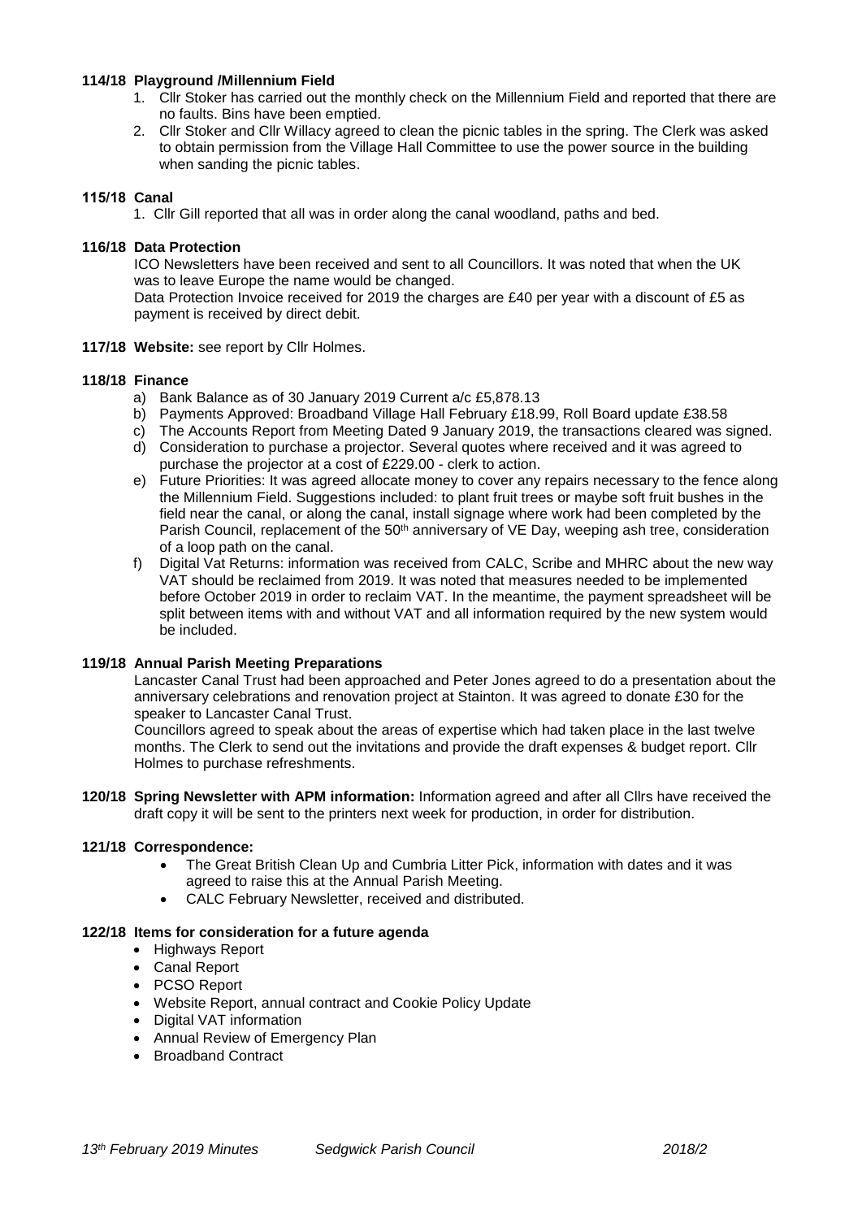**114/18 Playground /Millennium Field**

1. Cllr Stoker has carried out the monthly check on the Millennium Field and reported that there are no faults. Bins have been emptied.
2. Cllr Stoker and Cllr Willacy agreed to clean the picnic tables in the spring. The Clerk was asked to obtain permission from the Village Hall Committee to use the power source in the building when sanding the picnic tables.

**115/18 Canal**

1. Cllr Gill reported that all was in order along the canal woodland, paths and bed.

**116/18 Data Protection**

ICO Newsletters have been received and sent to all Councillors. It was noted that when the UK was to leave Europe the name would be changed.
Data Protection Invoice received for 2019 the charges are £40 per year with a discount of £5 as payment is received by direct debit.

**117/18 Website:** see report by Cllr Holmes.

**118/18 Finance**

a) Bank Balance as of 30 January 2019 Current a/c £5,878.13
b) Payments Approved: Broadband Village Hall February £18.99, Roll Board update £38.58
c) The Accounts Report from Meeting Dated 9 January 2019, the transactions cleared was signed.
d) Consideration to purchase a projector. Several quotes where received and it was agreed to purchase the projector at a cost of £229.00 - clerk to action.
e) Future Priorities: It was agreed allocate money to cover any repairs necessary to the fence along the Millennium Field. Suggestions included: to plant fruit trees or maybe soft fruit bushes in the field near the canal, or along the canal, install signage where work had been completed by the Parish Council, replacement of the 50th anniversary of VE Day, weeping ash tree, consideration of a loop path on the canal.
f) Digital Vat Returns: information was received from CALC, Scribe and MHRC about the new way VAT should be reclaimed from 2019. It was noted that measures needed to be implemented before October 2019 in order to reclaim VAT. In the meantime, the payment spreadsheet will be split between items with and without VAT and all information required by the new system would be included.

**119/18 Annual Parish Meeting Preparations**

Lancaster Canal Trust had been approached and Peter Jones agreed to do a presentation about the anniversary celebrations and renovation project at Stainton. It was agreed to donate £30 for the speaker to Lancaster Canal Trust.
Councillors agreed to speak about the areas of expertise which had taken place in the last twelve months. The Clerk to send out the invitations and provide the draft expenses & budget report. Cllr Holmes to purchase refreshments.

**120/18 Spring Newsletter with APM information:** Information agreed and after all Cllrs have received the draft copy it will be sent to the printers next week for production, in order for distribution.

**121/18 Correspondence:**

- The Great British Clean Up and Cumbria Litter Pick, information with dates and it was agreed to raise this at the Annual Parish Meeting.
- CALC February Newsletter, received and distributed.

**122/18 Items for consideration for a future agenda**

- Highways Report
- Canal Report
- PCSO Report
- Website Report, annual contract and Cookie Policy Update
- Digital VAT information
- Annual Review of Emergency Plan
- Broadband Contract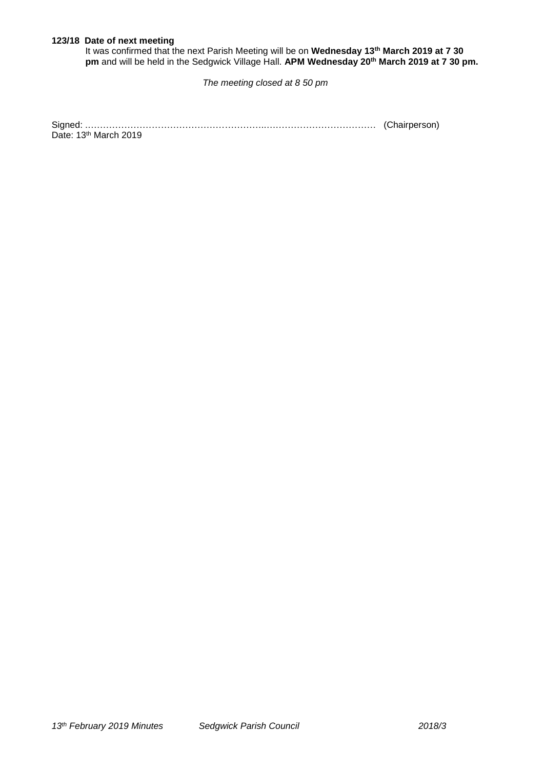**123/18 Date of next meeting**

It was confirmed that the next Parish Meeting will be on **Wednesday 13th March 2019 at 7 30 pm** and will be held in the Sedgwick Village Hall. **APM Wednesday 20th March 2019 at 7 30 pm.**

*The meeting closed at 8 50 pm*

Signed: …………………………………………………..……………………………… (Chairperson)
Date: 13th March 2019